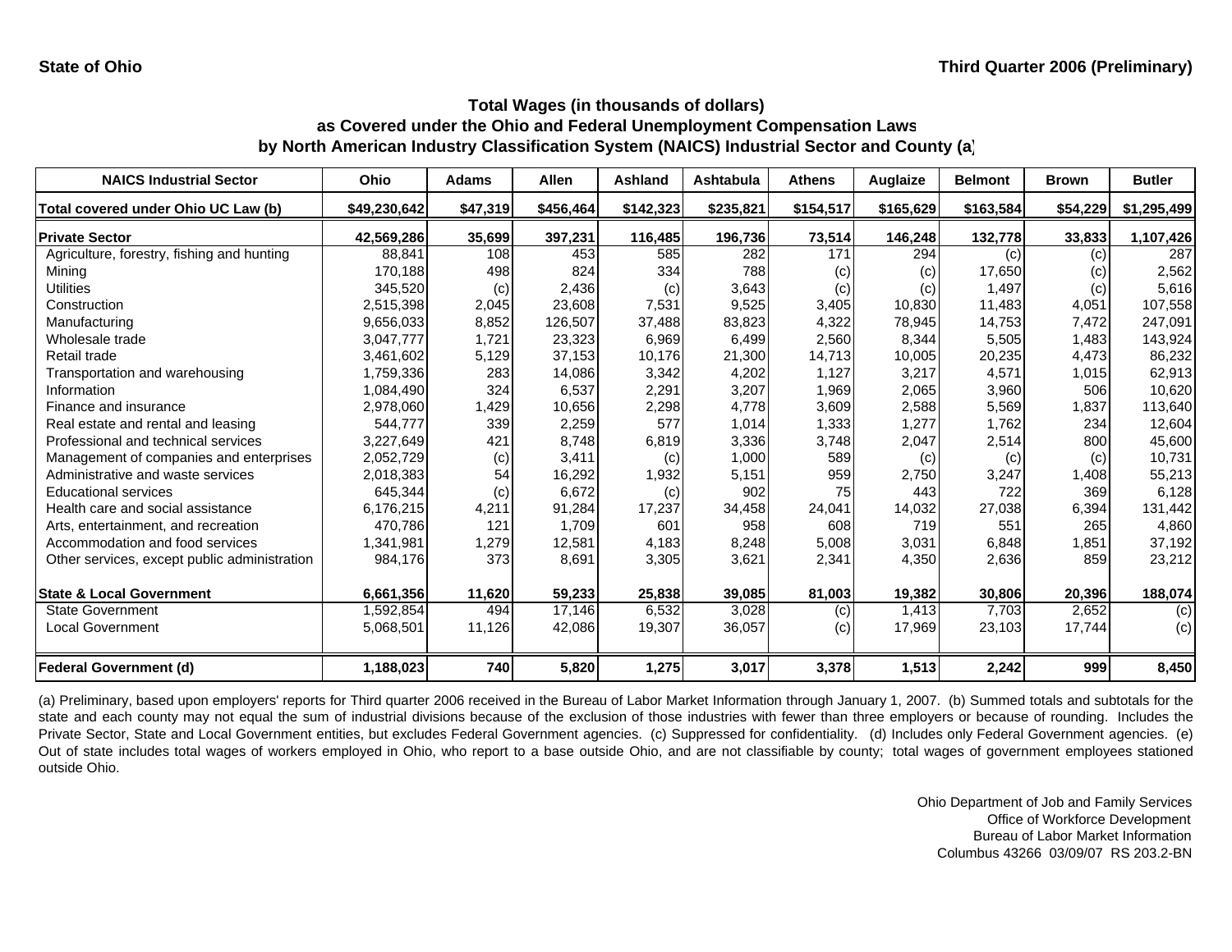State of Ohio

Third Quarter 2006 (Preliminary)

## Total Wages (in thousands of dollars) as Covered under the Ohio and Federal Unemployment Compensation Laws by North American Industry Classification System (NAICS) Industrial Sector and County (a)

| NAICS Industrial Sector | Ohio | Adams | Allen | Ashland | Ashtabula | Athens | Auglaize | Belmont | Brown | Butler |
|---|---|---|---|---|---|---|---|---|---|---|
| Total covered under Ohio UC Law (b) | $49,230,642 | $47,319 | $456,464 | $142,323 | $235,821 | $154,517 | $165,629 | $163,584 | $54,229 | $1,295,499 |
| **Private Sector** | **42,569,286** | **35,699** | **397,231** | **116,485** | **196,736** | **73,514** | **146,248** | **132,778** | **33,833** | **1,107,426** |
| Agriculture, forestry, fishing and hunting | 88,841 | 108 | 453 | 585 | 282 | 171 | 294 | (c) | (c) | 287 |
| Mining | 170,188 | 498 | 824 | 334 | 788 | (c) | (c) | 17,650 | (c) | 2,562 |
| Utilities | 345,520 | (c) | 2,436 | (c) | 3,643 | (c) | (c) | 1,497 | (c) | 5,616 |
| Construction | 2,515,398 | 2,045 | 23,608 | 7,531 | 9,525 | 3,405 | 10,830 | 11,483 | 4,051 | 107,558 |
| Manufacturing | 9,656,033 | 8,852 | 126,507 | 37,488 | 83,823 | 4,322 | 78,945 | 14,753 | 7,472 | 247,091 |
| Wholesale trade | 3,047,777 | 1,721 | 23,323 | 6,969 | 6,499 | 2,560 | 8,344 | 5,505 | 1,483 | 143,924 |
| Retail trade | 3,461,602 | 5,129 | 37,153 | 10,176 | 21,300 | 14,713 | 10,005 | 20,235 | 4,473 | 86,232 |
| Transportation and warehousing | 1,759,336 | 283 | 14,086 | 3,342 | 4,202 | 1,127 | 3,217 | 4,571 | 1,015 | 62,913 |
| Information | 1,084,490 | 324 | 6,537 | 2,291 | 3,207 | 1,969 | 2,065 | 3,960 | 506 | 10,620 |
| Finance and insurance | 2,978,060 | 1,429 | 10,656 | 2,298 | 4,778 | 3,609 | 2,588 | 5,569 | 1,837 | 113,640 |
| Real estate and rental and leasing | 544,777 | 339 | 2,259 | 577 | 1,014 | 1,333 | 1,277 | 1,762 | 234 | 12,604 |
| Professional and technical services | 3,227,649 | 421 | 8,748 | 6,819 | 3,336 | 3,748 | 2,047 | 2,514 | 800 | 45,600 |
| Management of companies and enterprises | 2,052,729 | (c) | 3,411 | (c) | 1,000 | 589 | (c) | (c) | (c) | 10,731 |
| Administrative and waste services | 2,018,383 | 54 | 16,292 | 1,932 | 5,151 | 959 | 2,750 | 3,247 | 1,408 | 55,213 |
| Educational services | 645,344 | (c) | 6,672 | (c) | 902 | 75 | 443 | 722 | 369 | 6,128 |
| Health care and social assistance | 6,176,215 | 4,211 | 91,284 | 17,237 | 34,458 | 24,041 | 14,032 | 27,038 | 6,394 | 131,442 |
| Arts, entertainment, and recreation | 470,786 | 121 | 1,709 | 601 | 958 | 608 | 719 | 551 | 265 | 4,860 |
| Accommodation and food services | 1,341,981 | 1,279 | 12,581 | 4,183 | 8,248 | 5,008 | 3,031 | 6,848 | 1,851 | 37,192 |
| Other services, except public administration | 984,176 | 373 | 8,691 | 3,305 | 3,621 | 2,341 | 4,350 | 2,636 | 859 | 23,212 |
| **State & Local Government** | **6,661,356** | **11,620** | **59,233** | **25,838** | **39,085** | **81,003** | **19,382** | **30,806** | **20,396** | **188,074** |
| State Government | 1,592,854 | 494 | 17,146 | 6,532 | 3,028 | (c) | 1,413 | 7,703 | 2,652 | (c) |
| Local Government | 5,068,501 | 11,126 | 42,086 | 19,307 | 36,057 | (c) | 17,969 | 23,103 | 17,744 | (c) |
| **Federal Government (d)** | **1,188,023** | **740** | **5,820** | **1,275** | **3,017** | **3,378** | **1,513** | **2,242** | **999** | **8,450** |

(a) Preliminary, based upon employers' reports for Third quarter 2006 received in the Bureau of Labor Market Information through January 1, 2007. (b) Summed totals and subtotals for the state and each county may not equal the sum of industrial divisions because of the exclusion of those industries with fewer than three employers or because of rounding. Includes the Private Sector, State and Local Government entities, but excludes Federal Government agencies. (c) Suppressed for confidentiality. (d) Includes only Federal Government agencies. (e) Out of state includes total wages of workers employed in Ohio, who report to a base outside Ohio, and are not classifiable by county; total wages of government employees stationed outside Ohio.

Ohio Department of Job and Family Services
Office of Workforce Development
Bureau of Labor Market Information
Columbus 43266 03/09/07 RS 203.2-BN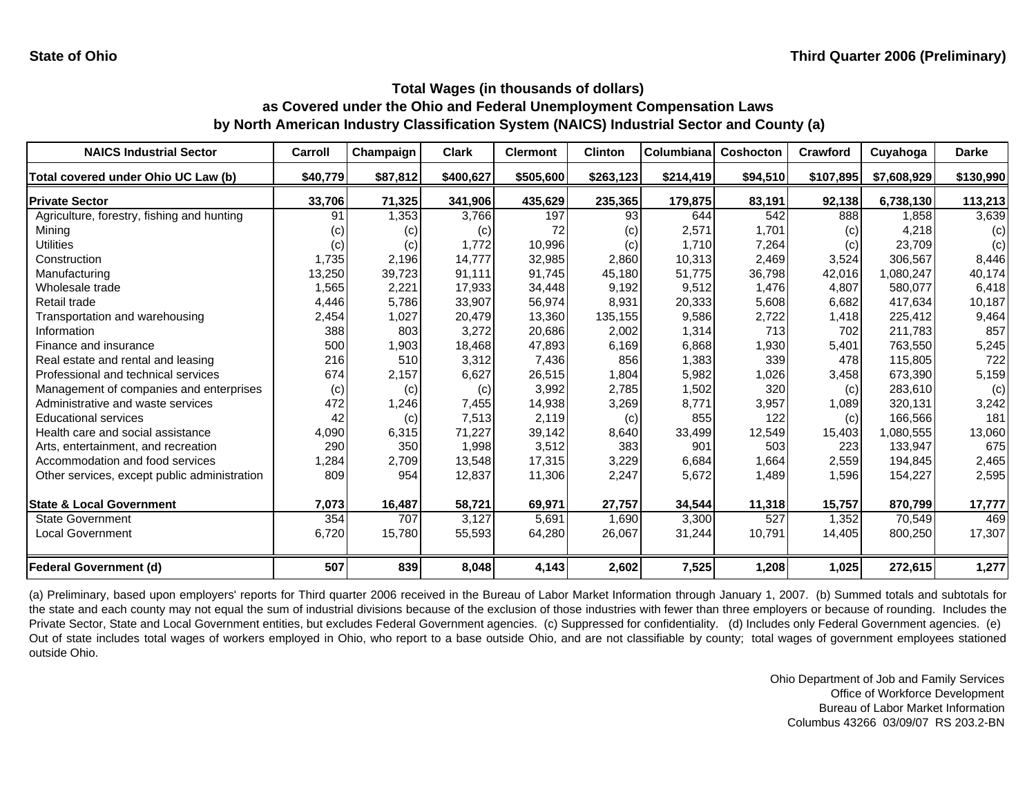**State of Ohio** | **Third Quarter 2006 (Preliminary)**

## Total Wages (in thousands of dollars) as Covered under the Ohio and Federal Unemployment Compensation Laws by North American Industry Classification System (NAICS) Industrial Sector and County (a)

| NAICS Industrial Sector | Carroll | Champaign | Clark | Clermont | Clinton | Columbiana | Coshocton | Crawford | Cuyahoga | Darke |
|---|---|---|---|---|---|---|---|---|---|---|
| **Total covered under Ohio UC Law (b)** | **$40,779** | **$87,812** | **$400,627** | **$505,600** | **$263,123** | **$214,419** | **$94,510** | **$107,895** | **$7,608,929** | **$130,990** |
| **Private Sector** | **33,706** | **71,325** | **341,906** | **435,629** | **235,365** | **179,875** | **83,191** | **92,138** | **6,738,130** | **113,213** |
| Agriculture, forestry, fishing and hunting | 91 | 1,353 | 3,766 | 197 | 93 | 644 | 542 | 888 | 1,858 | 3,639 |
| Mining | (c) | (c) | (c) | 72 | (c) | 2,571 | 1,701 | (c) | 4,218 | (c) |
| Utilities | (c) | (c) | 1,772 | 10,996 | (c) | 1,710 | 7,264 | (c) | 23,709 | (c) |
| Construction | 1,735 | 2,196 | 14,777 | 32,985 | 2,860 | 10,313 | 2,469 | 3,524 | 306,567 | 8,446 |
| Manufacturing | 13,250 | 39,723 | 91,111 | 91,745 | 45,180 | 51,775 | 36,798 | 42,016 | 1,080,247 | 40,174 |
| Wholesale trade | 1,565 | 2,221 | 17,933 | 34,448 | 9,192 | 9,512 | 1,476 | 4,807 | 580,077 | 6,418 |
| Retail trade | 4,446 | 5,786 | 33,907 | 56,974 | 8,931 | 20,333 | 5,608 | 6,682 | 417,634 | 10,187 |
| Transportation and warehousing | 2,454 | 1,027 | 20,479 | 13,360 | 135,155 | 9,586 | 2,722 | 1,418 | 225,412 | 9,464 |
| Information | 388 | 803 | 3,272 | 20,686 | 2,002 | 1,314 | 713 | 702 | 211,783 | 857 |
| Finance and insurance | 500 | 1,903 | 18,468 | 47,893 | 6,169 | 6,868 | 1,930 | 5,401 | 763,550 | 5,245 |
| Real estate and rental and leasing | 216 | 510 | 3,312 | 7,436 | 856 | 1,383 | 339 | 478 | 115,805 | 722 |
| Professional and technical services | 674 | 2,157 | 6,627 | 26,515 | 1,804 | 5,982 | 1,026 | 3,458 | 673,390 | 5,159 |
| Management of companies and enterprises | (c) | (c) | (c) | 3,992 | 2,785 | 1,502 | 320 | (c) | 283,610 | (c) |
| Administrative and waste services | 472 | 1,246 | 7,455 | 14,938 | 3,269 | 8,771 | 3,957 | 1,089 | 320,131 | 3,242 |
| Educational services | 42 | (c) | 7,513 | 2,119 | (c) | 855 | 122 | (c) | 166,566 | 181 |
| Health care and social assistance | 4,090 | 6,315 | 71,227 | 39,142 | 8,640 | 33,499 | 12,549 | 15,403 | 1,080,555 | 13,060 |
| Arts, entertainment, and recreation | 290 | 350 | 1,998 | 3,512 | 383 | 901 | 503 | 223 | 133,947 | 675 |
| Accommodation and food services | 1,284 | 2,709 | 13,548 | 17,315 | 3,229 | 6,684 | 1,664 | 2,559 | 194,845 | 2,465 |
| Other services, except public administration | 809 | 954 | 12,837 | 11,306 | 2,247 | 5,672 | 1,489 | 1,596 | 154,227 | 2,595 |
| **State & Local Government** | **7,073** | **16,487** | **58,721** | **69,971** | **27,757** | **34,544** | **11,318** | **15,757** | **870,799** | **17,777** |
| State Government | 354 | 707 | 3,127 | 5,691 | 1,690 | 3,300 | 527 | 1,352 | 70,549 | 469 |
| Local Government | 6,720 | 15,780 | 55,593 | 64,280 | 26,067 | 31,244 | 10,791 | 14,405 | 800,250 | 17,307 |
| **Federal Government (d)** | **507** | **839** | **8,048** | **4,143** | **2,602** | **7,525** | **1,208** | **1,025** | **272,615** | **1,277** |

(a) Preliminary, based upon employers' reports for Third quarter 2006 received in the Bureau of Labor Market Information through January 1, 2007. (b) Summed totals and subtotals for the state and each county may not equal the sum of industrial divisions because of the exclusion of those industries with fewer than three employers or because of rounding. Includes the Private Sector, State and Local Government entities, but excludes Federal Government agencies. (c) Suppressed for confidentiality. (d) Includes only Federal Government agencies. (e) Out of state includes total wages of workers employed in Ohio, who report to a base outside Ohio, and are not classifiable by county; total wages of government employees stationed outside Ohio.

Ohio Department of Job and Family Services
Office of Workforce Development
Bureau of Labor Market Information
Columbus 43266 03/09/07 RS 203.2-BN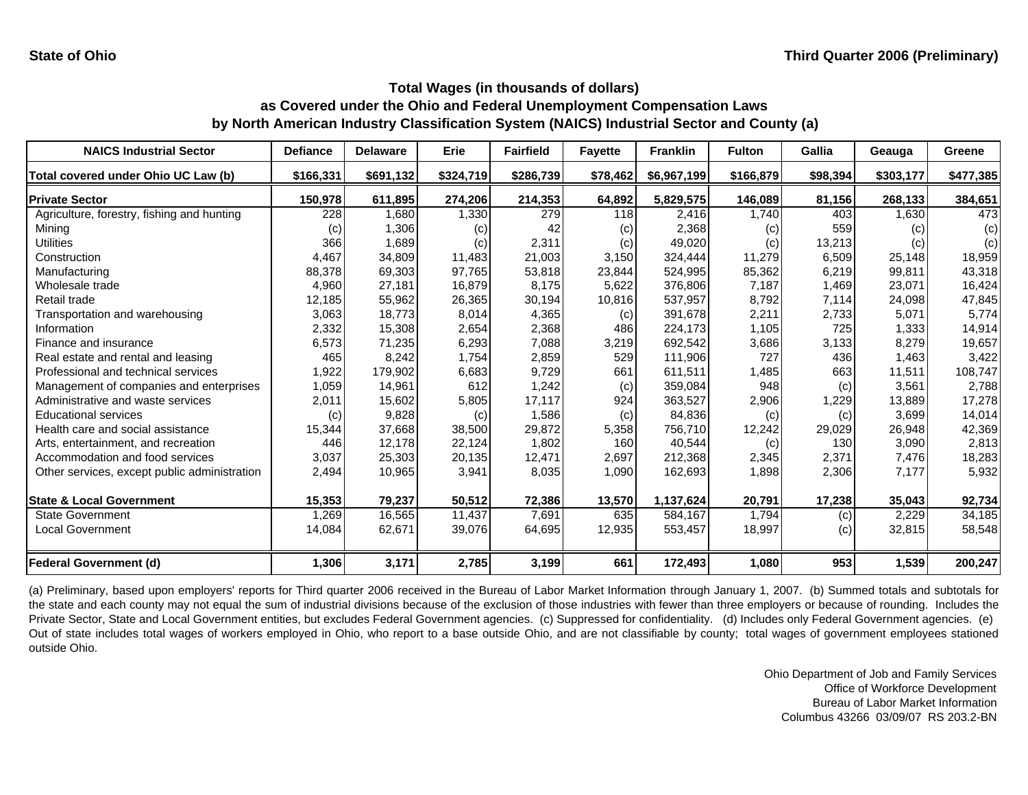**State of Ohio** | **Third Quarter 2006 (Preliminary)**

## Total Wages (in thousands of dollars)
## as Covered under the Ohio and Federal Unemployment Compensation Laws
## by North American Industry Classification System (NAICS) Industrial Sector and County (a)

| NAICS Industrial Sector | Defiance | Delaware | Erie | Fairfield | Fayette | Franklin | Fulton | Gallia | Geauga | Greene |
|---|---|---|---|---|---|---|---|---|---|---|
| **Total covered under Ohio UC Law (b)** | **$166,331** | **$691,132** | **$324,719** | **$286,739** | **$78,462** | **$6,967,199** | **$166,879** | **$98,394** | **$303,177** | **$477,385** |
| **Private Sector** | **150,978** | **611,895** | **274,206** | **214,353** | **64,892** | **5,829,575** | **146,089** | **81,156** | **268,133** | **384,651** |
| Agriculture, forestry, fishing and hunting | 228 | 1,680 | 1,330 | 279 | 118 | 2,416 | 1,740 | 403 | 1,630 | 473 |
| Mining | (c) | 1,306 | (c) | 42 | (c) | 2,368 | (c) | 559 | (c) | (c) |
| Utilities | 366 | 1,689 | (c) | 2,311 | (c) | 49,020 | (c) | 13,213 | (c) | (c) |
| Construction | 4,467 | 34,809 | 11,483 | 21,003 | 3,150 | 324,444 | 11,279 | 6,509 | 25,148 | 18,959 |
| Manufacturing | 88,378 | 69,303 | 97,765 | 53,818 | 23,844 | 524,995 | 85,362 | 6,219 | 99,811 | 43,318 |
| Wholesale trade | 4,960 | 27,181 | 16,879 | 8,175 | 5,622 | 376,806 | 7,187 | 1,469 | 23,071 | 16,424 |
| Retail trade | 12,185 | 55,962 | 26,365 | 30,194 | 10,816 | 537,957 | 8,792 | 7,114 | 24,098 | 47,845 |
| Transportation and warehousing | 3,063 | 18,773 | 8,014 | 4,365 | (c) | 391,678 | 2,211 | 2,733 | 5,071 | 5,774 |
| Information | 2,332 | 15,308 | 2,654 | 2,368 | 486 | 224,173 | 1,105 | 725 | 1,333 | 14,914 |
| Finance and insurance | 6,573 | 71,235 | 6,293 | 7,088 | 3,219 | 692,542 | 3,686 | 3,133 | 8,279 | 19,657 |
| Real estate and rental and leasing | 465 | 8,242 | 1,754 | 2,859 | 529 | 111,906 | 727 | 436 | 1,463 | 3,422 |
| Professional and technical services | 1,922 | 179,902 | 6,683 | 9,729 | 661 | 611,511 | 1,485 | 663 | 11,511 | 108,747 |
| Management of companies and enterprises | 1,059 | 14,961 | 612 | 1,242 | (c) | 359,084 | 948 | (c) | 3,561 | 2,788 |
| Administrative and waste services | 2,011 | 15,602 | 5,805 | 17,117 | 924 | 363,527 | 2,906 | 1,229 | 13,889 | 17,278 |
| Educational services | (c) | 9,828 | (c) | 1,586 | (c) | 84,836 | (c) | (c) | 3,699 | 14,014 |
| Health care and social assistance | 15,344 | 37,668 | 38,500 | 29,872 | 5,358 | 756,710 | 12,242 | 29,029 | 26,948 | 42,369 |
| Arts, entertainment, and recreation | 446 | 12,178 | 22,124 | 1,802 | 160 | 40,544 | (c) | 130 | 3,090 | 2,813 |
| Accommodation and food services | 3,037 | 25,303 | 20,135 | 12,471 | 2,697 | 212,368 | 2,345 | 2,371 | 7,476 | 18,283 |
| Other services, except public administration | 2,494 | 10,965 | 3,941 | 8,035 | 1,090 | 162,693 | 1,898 | 2,306 | 7,177 | 5,932 |
| **State & Local Government** | **15,353** | **79,237** | **50,512** | **72,386** | **13,570** | **1,137,624** | **20,791** | **17,238** | **35,043** | **92,734** |
| State Government | 1,269 | 16,565 | 11,437 | 7,691 | 635 | 584,167 | 1,794 | (c) | 2,229 | 34,185 |
| Local Government | 14,084 | 62,671 | 39,076 | 64,695 | 12,935 | 553,457 | 18,997 | (c) | 32,815 | 58,548 |
| **Federal Government (d)** | **1,306** | **3,171** | **2,785** | **3,199** | **661** | **172,493** | **1,080** | **953** | **1,539** | **200,247** |

(a) Preliminary, based upon employers' reports for Third quarter 2006 received in the Bureau of Labor Market Information through January 1, 2007. (b) Summed totals and subtotals for the state and each county may not equal the sum of industrial divisions because of the exclusion of those industries with fewer than three employers or because of rounding. Includes the Private Sector, State and Local Government entities, but excludes Federal Government agencies. (c) Suppressed for confidentiality. (d) Includes only Federal Government agencies. (e) Out of state includes total wages of workers employed in Ohio, who report to a base outside Ohio, and are not classifiable by county; total wages of government employees stationed outside Ohio.

Ohio Department of Job and Family Services
Office of Workforce Development
Bureau of Labor Market Information
Columbus 43266 03/09/07 RS 203.2-BN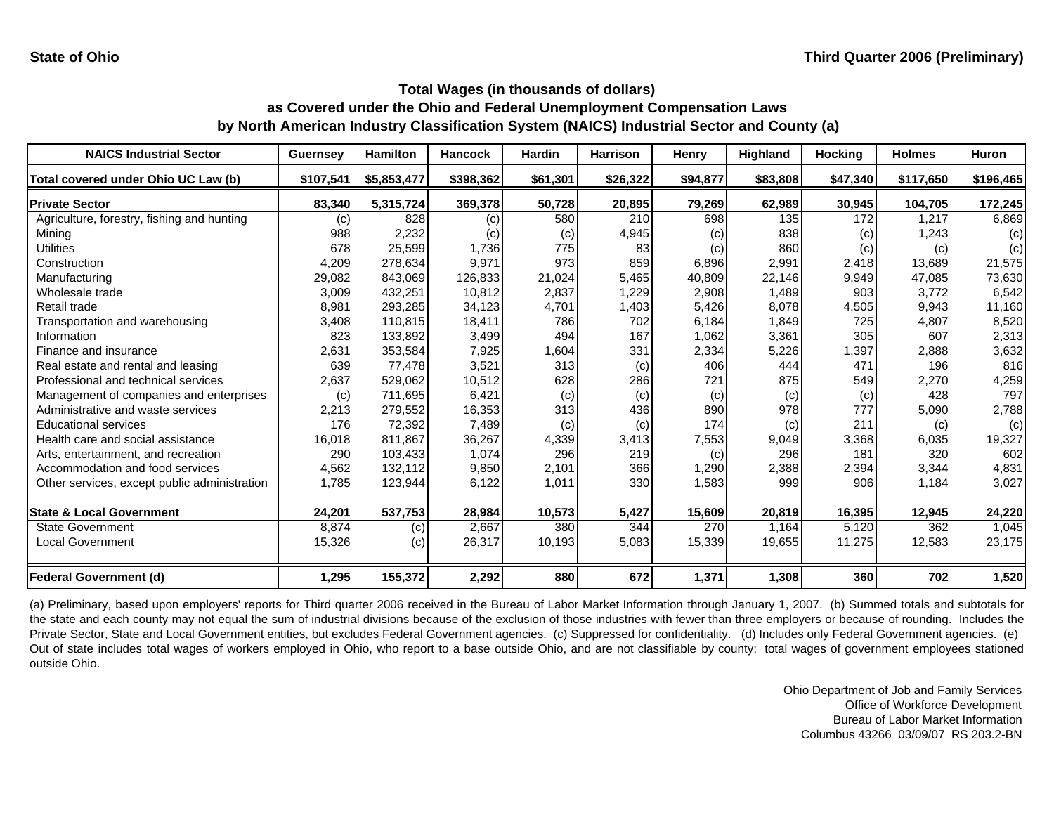State of Ohio — Third Quarter 2006 (Preliminary)

## Total Wages (in thousands of dollars) as Covered under the Ohio and Federal Unemployment Compensation Laws by North American Industry Classification System (NAICS) Industrial Sector and County (a)

| NAICS Industrial Sector | Guernsey | Hamilton | Hancock | Hardin | Harrison | Henry | Highland | Hocking | Holmes | Huron |
|---|---|---|---|---|---|---|---|---|---|---|
| Total covered under Ohio UC Law (b) | $107,541 | $5,853,477 | $398,362 | $61,301 | $26,322 | $94,877 | $83,808 | $47,340 | $117,650 | $196,465 |
| **Private Sector** | **83,340** | **5,315,724** | **369,378** | **50,728** | **20,895** | **79,269** | **62,989** | **30,945** | **104,705** | **172,245** |
| Agriculture, forestry, fishing and hunting | (c) | 828 | (c) | 580 | 210 | 698 | 135 | 172 | 1,217 | 6,869 |
| Mining | 988 | 2,232 | (c) | (c) | 4,945 | (c) | 838 | (c) | 1,243 | (c) |
| Utilities | 678 | 25,599 | 1,736 | 775 | 83 | (c) | 860 | (c) | (c) | (c) |
| Construction | 4,209 | 278,634 | 9,971 | 973 | 859 | 6,896 | 2,991 | 2,418 | 13,689 | 21,575 |
| Manufacturing | 29,082 | 843,069 | 126,833 | 21,024 | 5,465 | 40,809 | 22,146 | 9,949 | 47,085 | 73,630 |
| Wholesale trade | 3,009 | 432,251 | 10,812 | 2,837 | 1,229 | 2,908 | 1,489 | 903 | 3,772 | 6,542 |
| Retail trade | 8,981 | 293,285 | 34,123 | 4,701 | 1,403 | 5,426 | 8,078 | 4,505 | 9,943 | 11,160 |
| Transportation and warehousing | 3,408 | 110,815 | 18,411 | 786 | 702 | 6,184 | 1,849 | 725 | 4,807 | 8,520 |
| Information | 823 | 133,892 | 3,499 | 494 | 167 | 1,062 | 3,361 | 305 | 607 | 2,313 |
| Finance and insurance | 2,631 | 353,584 | 7,925 | 1,604 | 331 | 2,334 | 5,226 | 1,397 | 2,888 | 3,632 |
| Real estate and rental and leasing | 639 | 77,478 | 3,521 | 313 | (c) | 406 | 444 | 471 | 196 | 816 |
| Professional and technical services | 2,637 | 529,062 | 10,512 | 628 | 286 | 721 | 875 | 549 | 2,270 | 4,259 |
| Management of companies and enterprises | (c) | 711,695 | 6,421 | (c) | (c) | (c) | (c) | (c) | 428 | 797 |
| Administrative and waste services | 2,213 | 279,552 | 16,353 | 313 | 436 | 890 | 978 | 777 | 5,090 | 2,788 |
| Educational services | 176 | 72,392 | 7,489 | (c) | (c) | 174 | (c) | 211 | (c) | (c) |
| Health care and social assistance | 16,018 | 811,867 | 36,267 | 4,339 | 3,413 | 7,553 | 9,049 | 3,368 | 6,035 | 19,327 |
| Arts, entertainment, and recreation | 290 | 103,433 | 1,074 | 296 | 219 | (c) | 296 | 181 | 320 | 602 |
| Accommodation and food services | 4,562 | 132,112 | 9,850 | 2,101 | 366 | 1,290 | 2,388 | 2,394 | 3,344 | 4,831 |
| Other services, except public administration | 1,785 | 123,944 | 6,122 | 1,011 | 330 | 1,583 | 999 | 906 | 1,184 | 3,027 |
| **State & Local Government** | **24,201** | **537,753** | **28,984** | **10,573** | **5,427** | **15,609** | **20,819** | **16,395** | **12,945** | **24,220** |
| State Government | 8,874 | (c) | 2,667 | 380 | 344 | 270 | 1,164 | 5,120 | 362 | 1,045 |
| Local Government | 15,326 | (c) | 26,317 | 10,193 | 5,083 | 15,339 | 19,655 | 11,275 | 12,583 | 23,175 |
| **Federal Government (d)** | **1,295** | **155,372** | **2,292** | **880** | **672** | **1,371** | **1,308** | **360** | **702** | **1,520** |

(a) Preliminary, based upon employers' reports for Third quarter 2006 received in the Bureau of Labor Market Information through January 1, 2007. (b) Summed totals and subtotals for the state and each county may not equal the sum of industrial divisions because of the exclusion of those industries with fewer than three employers or because of rounding. Includes the Private Sector, State and Local Government entities, but excludes Federal Government agencies. (c) Suppressed for confidentiality. (d) Includes only Federal Government agencies. (e) Out of state includes total wages of workers employed in Ohio, who report to a base outside Ohio, and are not classifiable by county; total wages of government employees stationed outside Ohio.

Ohio Department of Job and Family Services
Office of Workforce Development
Bureau of Labor Market Information
Columbus 43266 03/09/07 RS 203.2-BN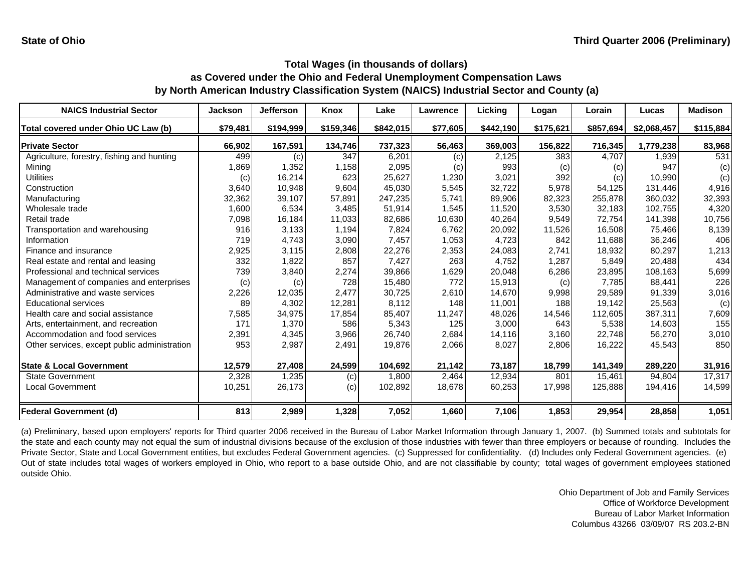State of Ohio — Third Quarter 2006 (Preliminary)

## Total Wages (in thousands of dollars)
## as Covered under the Ohio and Federal Unemployment Compensation Laws
## by North American Industry Classification System (NAICS) Industrial Sector and County (a)

| NAICS Industrial Sector | Jackson | Jefferson | Knox | Lake | Lawrence | Licking | Logan | Lorain | Lucas | Madison |
|---|---|---|---|---|---|---|---|---|---|---|
| **Total covered under Ohio UC Law (b)** | **$79,481** | **$194,999** | **$159,346** | **$842,015** | **$77,605** | **$442,190** | **$175,621** | **$857,694** | **$2,068,457** | **$115,884** |
| **Private Sector** | **66,902** | **167,591** | **134,746** | **737,323** | **56,463** | **369,003** | **156,822** | **716,345** | **1,779,238** | **83,968** |
| Agriculture, forestry, fishing and hunting | 499 | (c) | 347 | 6,201 | (c) | 2,125 | 383 | 4,707 | 1,939 | 531 |
| Mining | 1,869 | 1,352 | 1,158 | 2,095 | (c) | 993 | (c) | (c) | 947 | (c) |
| Utilities | (c) | 16,214 | 623 | 25,627 | 1,230 | 3,021 | 392 | (c) | 10,990 | (c) |
| Construction | 3,640 | 10,948 | 9,604 | 45,030 | 5,545 | 32,722 | 5,978 | 54,125 | 131,446 | 4,916 |
| Manufacturing | 32,362 | 39,107 | 57,891 | 247,235 | 5,741 | 89,906 | 82,323 | 255,878 | 360,032 | 32,393 |
| Wholesale trade | 1,600 | 6,534 | 3,485 | 51,914 | 1,545 | 11,520 | 3,530 | 32,183 | 102,755 | 4,320 |
| Retail trade | 7,098 | 16,184 | 11,033 | 82,686 | 10,630 | 40,264 | 9,549 | 72,754 | 141,398 | 10,756 |
| Transportation and warehousing | 916 | 3,133 | 1,194 | 7,824 | 6,762 | 20,092 | 11,526 | 16,508 | 75,466 | 8,139 |
| Information | 719 | 4,743 | 3,090 | 7,457 | 1,053 | 4,723 | 842 | 11,688 | 36,246 | 406 |
| Finance and insurance | 2,925 | 3,115 | 2,808 | 22,276 | 2,353 | 24,083 | 2,741 | 18,932 | 80,297 | 1,213 |
| Real estate and rental and leasing | 332 | 1,822 | 857 | 7,427 | 263 | 4,752 | 1,287 | 5,849 | 20,488 | 434 |
| Professional and technical services | 739 | 3,840 | 2,274 | 39,866 | 1,629 | 20,048 | 6,286 | 23,895 | 108,163 | 5,699 |
| Management of companies and enterprises | (c) | (c) | 728 | 15,480 | 772 | 15,913 | (c) | 7,785 | 88,441 | 226 |
| Administrative and waste services | 2,226 | 12,035 | 2,477 | 30,725 | 2,610 | 14,670 | 9,998 | 29,589 | 91,339 | 3,016 |
| Educational services | 89 | 4,302 | 12,281 | 8,112 | 148 | 11,001 | 188 | 19,142 | 25,563 | (c) |
| Health care and social assistance | 7,585 | 34,975 | 17,854 | 85,407 | 11,247 | 48,026 | 14,546 | 112,605 | 387,311 | 7,609 |
| Arts, entertainment, and recreation | 171 | 1,370 | 586 | 5,343 | 125 | 3,000 | 643 | 5,538 | 14,603 | 155 |
| Accommodation and food services | 2,391 | 4,345 | 3,966 | 26,740 | 2,684 | 14,116 | 3,160 | 22,748 | 56,270 | 3,010 |
| Other services, except public administration | 953 | 2,987 | 2,491 | 19,876 | 2,066 | 8,027 | 2,806 | 16,222 | 45,543 | 850 |
| **State & Local Government** | **12,579** | **27,408** | **24,599** | **104,692** | **21,142** | **73,187** | **18,799** | **141,349** | **289,220** | **31,916** |
| State Government | 2,328 | 1,235 | (c) | 1,800 | 2,464 | 12,934 | 801 | 15,461 | 94,804 | 17,317 |
| Local Government | 10,251 | 26,173 | (c) | 102,892 | 18,678 | 60,253 | 17,998 | 125,888 | 194,416 | 14,599 |
| **Federal Government (d)** | **813** | **2,989** | **1,328** | **7,052** | **1,660** | **7,106** | **1,853** | **29,954** | **28,858** | **1,051** |

(a) Preliminary, based upon employers' reports for Third quarter 2006 received in the Bureau of Labor Market Information through January 1, 2007. (b) Summed totals and subtotals for the state and each county may not equal the sum of industrial divisions because of the exclusion of those industries with fewer than three employers or because of rounding. Includes the Private Sector, State and Local Government entities, but excludes Federal Government agencies. (c) Suppressed for confidentiality. (d) Includes only Federal Government agencies. (e) Out of state includes total wages of workers employed in Ohio, who report to a base outside Ohio, and are not classifiable by county; total wages of government employees stationed outside Ohio.

Ohio Department of Job and Family Services
Office of Workforce Development
Bureau of Labor Market Information
Columbus 43266 03/09/07 RS 203.2-BN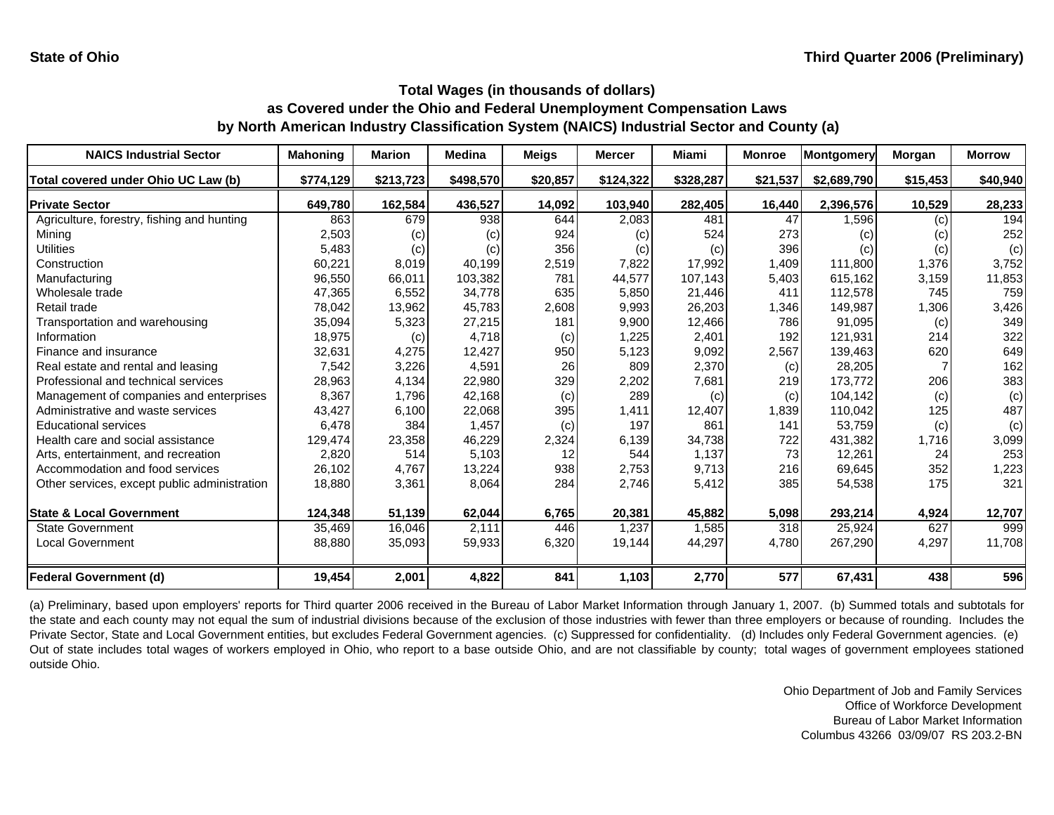**State of Ohio** | **Third Quarter 2006 (Preliminary)**

### Total Wages (in thousands of dollars)
### as Covered under the Ohio and Federal Unemployment Compensation Laws
### by North American Industry Classification System (NAICS) Industrial Sector and County (a)

| NAICS Industrial Sector | Mahoning | Marion | Medina | Meigs | Mercer | Miami | Monroe | Montgomery | Morgan | Morrow |
|---|---|---|---|---|---|---|---|---|---|---|
| **Total covered under Ohio UC Law (b)** | **$774,129** | **$213,723** | **$498,570** | **$20,857** | **$124,322** | **$328,287** | **$21,537** | **$2,689,790** | **$15,453** | **$40,940** |
| **Private Sector** | **649,780** | **162,584** | **436,527** | **14,092** | **103,940** | **282,405** | **16,440** | **2,396,576** | **10,529** | **28,233** |
| Agriculture, forestry, fishing and hunting | 863 | 679 | 938 | 644 | 2,083 | 481 | 47 | 1,596 | (c) | 194 |
| Mining | 2,503 | (c) | (c) | 924 | (c) | 524 | 273 | (c) | (c) | 252 |
| Utilities | 5,483 | (c) | (c) | 356 | (c) | (c) | 396 | (c) | (c) | (c) |
| Construction | 60,221 | 8,019 | 40,199 | 2,519 | 7,822 | 17,992 | 1,409 | 111,800 | 1,376 | 3,752 |
| Manufacturing | 96,550 | 66,011 | 103,382 | 781 | 44,577 | 107,143 | 5,403 | 615,162 | 3,159 | 11,853 |
| Wholesale trade | 47,365 | 6,552 | 34,778 | 635 | 5,850 | 21,446 | 411 | 112,578 | 745 | 759 |
| Retail trade | 78,042 | 13,962 | 45,783 | 2,608 | 9,993 | 26,203 | 1,346 | 149,987 | 1,306 | 3,426 |
| Transportation and warehousing | 35,094 | 5,323 | 27,215 | 181 | 9,900 | 12,466 | 786 | 91,095 | (c) | 349 |
| Information | 18,975 | (c) | 4,718 | (c) | 1,225 | 2,401 | 192 | 121,931 | 214 | 322 |
| Finance and insurance | 32,631 | 4,275 | 12,427 | 950 | 5,123 | 9,092 | 2,567 | 139,463 | 620 | 649 |
| Real estate and rental and leasing | 7,542 | 3,226 | 4,591 | 26 | 809 | 2,370 | (c) | 28,205 | 7 | 162 |
| Professional and technical services | 28,963 | 4,134 | 22,980 | 329 | 2,202 | 7,681 | 219 | 173,772 | 206 | 383 |
| Management of companies and enterprises | 8,367 | 1,796 | 42,168 | (c) | 289 | (c) | (c) | 104,142 | (c) | (c) |
| Administrative and waste services | 43,427 | 6,100 | 22,068 | 395 | 1,411 | 12,407 | 1,839 | 110,042 | 125 | 487 |
| Educational services | 6,478 | 384 | 1,457 | (c) | 197 | 861 | 141 | 53,759 | (c) | (c) |
| Health care and social assistance | 129,474 | 23,358 | 46,229 | 2,324 | 6,139 | 34,738 | 722 | 431,382 | 1,716 | 3,099 |
| Arts, entertainment, and recreation | 2,820 | 514 | 5,103 | 12 | 544 | 1,137 | 73 | 12,261 | 24 | 253 |
| Accommodation and food services | 26,102 | 4,767 | 13,224 | 938 | 2,753 | 9,713 | 216 | 69,645 | 352 | 1,223 |
| Other services, except public administration | 18,880 | 3,361 | 8,064 | 284 | 2,746 | 5,412 | 385 | 54,538 | 175 | 321 |
| **State & Local Government** | **124,348** | **51,139** | **62,044** | **6,765** | **20,381** | **45,882** | **5,098** | **293,214** | **4,924** | **12,707** |
| State Government | 35,469 | 16,046 | 2,111 | 446 | 1,237 | 1,585 | 318 | 25,924 | 627 | 999 |
| Local Government | 88,880 | 35,093 | 59,933 | 6,320 | 19,144 | 44,297 | 4,780 | 267,290 | 4,297 | 11,708 |
| **Federal Government (d)** | **19,454** | **2,001** | **4,822** | **841** | **1,103** | **2,770** | **577** | **67,431** | **438** | **596** |

(a) Preliminary, based upon employers' reports for Third quarter 2006 received in the Bureau of Labor Market Information through January 1, 2007. (b) Summed totals and subtotals for the state and each county may not equal the sum of industrial divisions because of the exclusion of those industries with fewer than three employers or because of rounding. Includes the Private Sector, State and Local Government entities, but excludes Federal Government agencies. (c) Suppressed for confidentiality. (d) Includes only Federal Government agencies. (e) Out of state includes total wages of workers employed in Ohio, who report to a base outside Ohio, and are not classifiable by county; total wages of government employees stationed outside Ohio.

Ohio Department of Job and Family Services
Office of Workforce Development
Bureau of Labor Market Information
Columbus 43266 03/09/07 RS 203.2-BN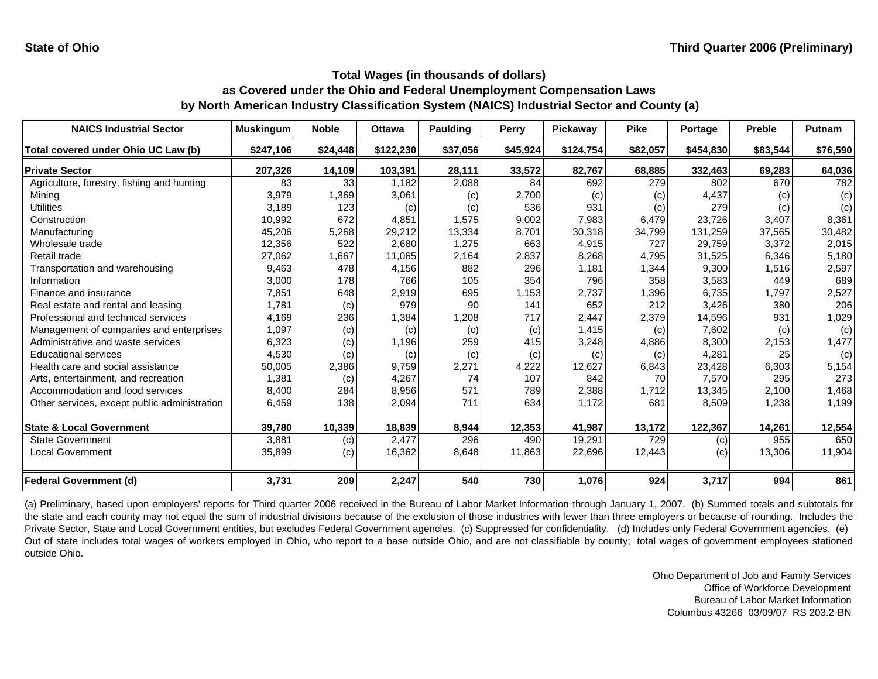**State of Ohio** **Third Quarter 2006 (Preliminary)**

## Total Wages (in thousands of dollars)
## as Covered under the Ohio and Federal Unemployment Compensation Laws
## by North American Industry Classification System (NAICS) Industrial Sector and County (a)

| NAICS Industrial Sector | Muskingum | Noble | Ottawa | Paulding | Perry | Pickaway | Pike | Portage | Preble | Putnam |
|---|---|---|---|---|---|---|---|---|---|---|
| Total covered under Ohio UC Law (b) | $247,106 | $24,448 | $122,230 | $37,056 | $45,924 | $124,754 | $82,057 | $454,830 | $83,544 | $76,590 |
| **Private Sector** | 207,326 | 14,109 | 103,391 | 28,111 | 33,572 | 82,767 | 68,885 | 332,463 | 69,283 | 64,036 |
| Agriculture, forestry, fishing and hunting | 83 | 33 | 1,182 | 2,088 | 84 | 692 | 279 | 802 | 670 | 782 |
| Mining | 3,979 | 1,369 | 3,061 | (c) | 2,700 | (c) | (c) | 4,437 | (c) | (c) |
| Utilities | 3,189 | 123 | (c) | (c) | 536 | 931 | (c) | 279 | (c) | (c) |
| Construction | 10,992 | 672 | 4,851 | 1,575 | 9,002 | 7,983 | 6,479 | 23,726 | 3,407 | 8,361 |
| Manufacturing | 45,206 | 5,268 | 29,212 | 13,334 | 8,701 | 30,318 | 34,799 | 131,259 | 37,565 | 30,482 |
| Wholesale trade | 12,356 | 522 | 2,680 | 1,275 | 663 | 4,915 | 727 | 29,759 | 3,372 | 2,015 |
| Retail trade | 27,062 | 1,667 | 11,065 | 2,164 | 2,837 | 8,268 | 4,795 | 31,525 | 6,346 | 5,180 |
| Transportation and warehousing | 9,463 | 478 | 4,156 | 882 | 296 | 1,181 | 1,344 | 9,300 | 1,516 | 2,597 |
| Information | 3,000 | 178 | 766 | 105 | 354 | 796 | 358 | 3,583 | 449 | 689 |
| Finance and insurance | 7,851 | 648 | 2,919 | 695 | 1,153 | 2,737 | 1,396 | 6,735 | 1,797 | 2,527 |
| Real estate and rental and leasing | 1,781 | (c) | 979 | 90 | 141 | 652 | 212 | 3,426 | 380 | 206 |
| Professional and technical services | 4,169 | 236 | 1,384 | 1,208 | 717 | 2,447 | 2,379 | 14,596 | 931 | 1,029 |
| Management of companies and enterprises | 1,097 | (c) | (c) | (c) | (c) | 1,415 | (c) | 7,602 | (c) | (c) |
| Administrative and waste services | 6,323 | (c) | 1,196 | 259 | 415 | 3,248 | 4,886 | 8,300 | 2,153 | 1,477 |
| Educational services | 4,530 | (c) | (c) | (c) | (c) | (c) | (c) | 4,281 | 25 | (c) |
| Health care and social assistance | 50,005 | 2,386 | 9,759 | 2,271 | 4,222 | 12,627 | 6,843 | 23,428 | 6,303 | 5,154 |
| Arts, entertainment, and recreation | 1,381 | (c) | 4,267 | 74 | 107 | 842 | 70 | 7,570 | 295 | 273 |
| Accommodation and food services | 8,400 | 284 | 8,956 | 571 | 789 | 2,388 | 1,712 | 13,345 | 2,100 | 1,468 |
| Other services, except public administration | 6,459 | 138 | 2,094 | 711 | 634 | 1,172 | 681 | 8,509 | 1,238 | 1,199 |
| **State & Local Government** | 39,780 | 10,339 | 18,839 | 8,944 | 12,353 | 41,987 | 13,172 | 122,367 | 14,261 | 12,554 |
| State Government | 3,881 | (c) | 2,477 | 296 | 490 | 19,291 | 729 | (c) | 955 | 650 |
| Local Government | 35,899 | (c) | 16,362 | 8,648 | 11,863 | 22,696 | 12,443 | (c) | 13,306 | 11,904 |
| **Federal Government (d)** | 3,731 | 209 | 2,247 | 540 | 730 | 1,076 | 924 | 3,717 | 994 | 861 |

(a) Preliminary, based upon employers' reports for Third quarter 2006 received in the Bureau of Labor Market Information through January 1, 2007. (b) Summed totals and subtotals for the state and each county may not equal the sum of industrial divisions because of the exclusion of those industries with fewer than three employers or because of rounding. Includes the Private Sector, State and Local Government entities, but excludes Federal Government agencies. (c) Suppressed for confidentiality. (d) Includes only Federal Government agencies. (e) Out of state includes total wages of workers employed in Ohio, who report to a base outside Ohio, and are not classifiable by county; total wages of government employees stationed outside Ohio.

Ohio Department of Job and Family Services
Office of Workforce Development
Bureau of Labor Market Information
Columbus 43266 03/09/07 RS 203.2-BN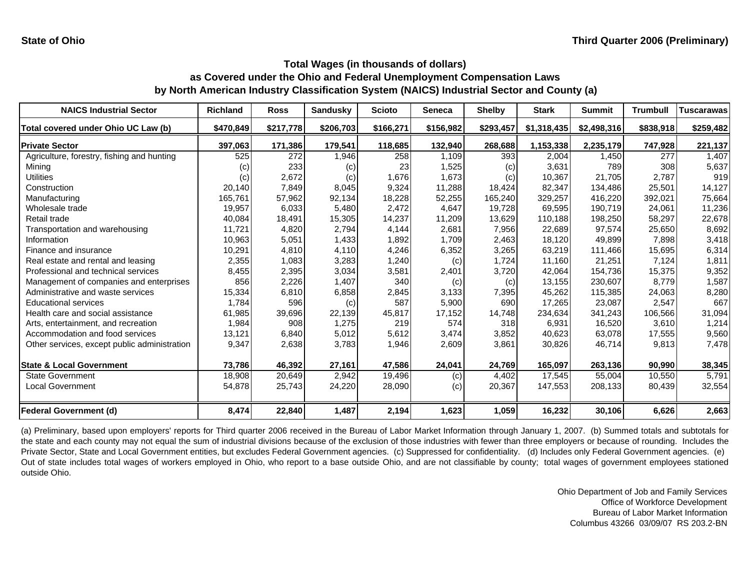State of Ohio | Third Quarter 2006 (Preliminary)

## Total Wages (in thousands of dollars) as Covered under the Ohio and Federal Unemployment Compensation Laws by North American Industry Classification System (NAICS) Industrial Sector and County (a)

| NAICS Industrial Sector | Richland | Ross | Sandusky | Scioto | Seneca | Shelby | Stark | Summit | Trumbull | Tuscarawas |
|---|---|---|---|---|---|---|---|---|---|---|
| **Total covered under Ohio UC Law (b)** | **$470,849** | **$217,778** | **$206,703** | **$166,271** | **$156,982** | **$293,457** | **$1,318,435** | **$2,498,316** | **$838,918** | **$259,482** |
| **Private Sector** | **397,063** | **171,386** | **179,541** | **118,685** | **132,940** | **268,688** | **1,153,338** | **2,235,179** | **747,928** | **221,137** |
| Agriculture, forestry, fishing and hunting | 525 | 272 | 1,946 | 258 | 1,109 | 393 | 2,004 | 1,450 | 277 | 1,407 |
| Mining | (c) | 233 | (c) | 23 | 1,525 | (c) | 3,631 | 789 | 308 | 5,637 |
| Utilities | (c) | 2,672 | (c) | 1,676 | 1,673 | (c) | 10,367 | 21,705 | 2,787 | 919 |
| Construction | 20,140 | 7,849 | 8,045 | 9,324 | 11,288 | 18,424 | 82,347 | 134,486 | 25,501 | 14,127 |
| Manufacturing | 165,761 | 57,962 | 92,134 | 18,228 | 52,255 | 165,240 | 329,257 | 416,220 | 392,021 | 75,664 |
| Wholesale trade | 19,957 | 6,033 | 5,480 | 2,472 | 4,647 | 19,728 | 69,595 | 190,719 | 24,061 | 11,236 |
| Retail trade | 40,084 | 18,491 | 15,305 | 14,237 | 11,209 | 13,629 | 110,188 | 198,250 | 58,297 | 22,678 |
| Transportation and warehousing | 11,721 | 4,820 | 2,794 | 4,144 | 2,681 | 7,956 | 22,689 | 97,574 | 25,650 | 8,692 |
| Information | 10,963 | 5,051 | 1,433 | 1,892 | 1,709 | 2,463 | 18,120 | 49,899 | 7,898 | 3,418 |
| Finance and insurance | 10,291 | 4,810 | 4,110 | 4,246 | 6,352 | 3,265 | 63,219 | 111,466 | 15,695 | 6,314 |
| Real estate and rental and leasing | 2,355 | 1,083 | 3,283 | 1,240 | (c) | 1,724 | 11,160 | 21,251 | 7,124 | 1,811 |
| Professional and technical services | 8,455 | 2,395 | 3,034 | 3,581 | 2,401 | 3,720 | 42,064 | 154,736 | 15,375 | 9,352 |
| Management of companies and enterprises | 856 | 2,226 | 1,407 | 340 | (c) | (c) | 13,155 | 230,607 | 8,779 | 1,587 |
| Administrative and waste services | 15,334 | 6,810 | 6,858 | 2,845 | 3,133 | 7,395 | 45,262 | 115,385 | 24,063 | 8,280 |
| Educational services | 1,784 | 596 | (c) | 587 | 5,900 | 690 | 17,265 | 23,087 | 2,547 | 667 |
| Health care and social assistance | 61,985 | 39,696 | 22,139 | 45,817 | 17,152 | 14,748 | 234,634 | 341,243 | 106,566 | 31,094 |
| Arts, entertainment, and recreation | 1,984 | 908 | 1,275 | 219 | 574 | 318 | 6,931 | 16,520 | 3,610 | 1,214 |
| Accommodation and food services | 13,121 | 6,840 | 5,012 | 5,612 | 3,474 | 3,852 | 40,623 | 63,078 | 17,555 | 9,560 |
| Other services, except public administration | 9,347 | 2,638 | 3,783 | 1,946 | 2,609 | 3,861 | 30,826 | 46,714 | 9,813 | 7,478 |
| **State & Local Government** | **73,786** | **46,392** | **27,161** | **47,586** | **24,041** | **24,769** | **165,097** | **263,136** | **90,990** | **38,345** |
| State Government | 18,908 | 20,649 | 2,942 | 19,496 | (c) | 4,402 | 17,545 | 55,004 | 10,550 | 5,791 |
| Local Government | 54,878 | 25,743 | 24,220 | 28,090 | (c) | 20,367 | 147,553 | 208,133 | 80,439 | 32,554 |
| **Federal Government (d)** | **8,474** | **22,840** | **1,487** | **2,194** | **1,623** | **1,059** | **16,232** | **30,106** | **6,626** | **2,663** |

(a) Preliminary, based upon employers' reports for Third quarter 2006 received in the Bureau of Labor Market Information through January 1, 2007. (b) Summed totals and subtotals for the state and each county may not equal the sum of industrial divisions because of the exclusion of those industries with fewer than three employers or because of rounding. Includes the Private Sector, State and Local Government entities, but excludes Federal Government agencies. (c) Suppressed for confidentiality. (d) Includes only Federal Government agencies. (e) Out of state includes total wages of workers employed in Ohio, who report to a base outside Ohio, and are not classifiable by county; total wages of government employees stationed outside Ohio.

Ohio Department of Job and Family Services
Office of Workforce Development
Bureau of Labor Market Information
Columbus 43266 03/09/07 RS 203.2-BN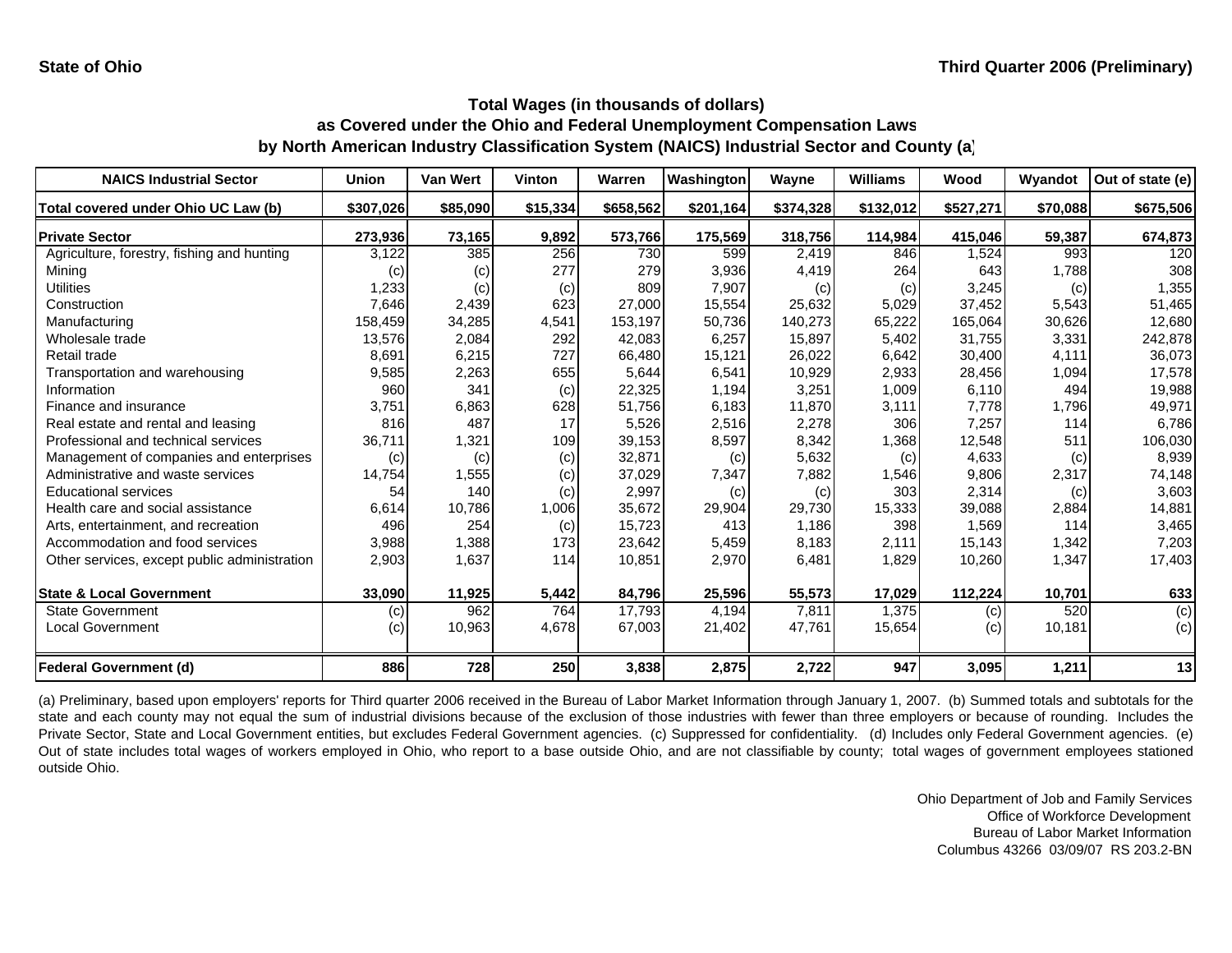State of Ohio | Third Quarter 2006 (Preliminary)

## Total Wages (in thousands of dollars)
## as Covered under the Ohio and Federal Unemployment Compensation Laws
## by North American Industry Classification System (NAICS) Industrial Sector and County (a)

| NAICS Industrial Sector | Union | Van Wert | Vinton | Warren | Washington | Wayne | Williams | Wood | Wyandot | Out of state (e) |
|---|---|---|---|---|---|---|---|---|---|---|
| **Total covered under Ohio UC Law (b)** | **$307,026** | **$85,090** | **$15,334** | **$658,562** | **$201,164** | **$374,328** | **$132,012** | **$527,271** | **$70,088** | **$675,506** |
| **Private Sector** | **273,936** | **73,165** | **9,892** | **573,766** | **175,569** | **318,756** | **114,984** | **415,046** | **59,387** | **674,873** |
| Agriculture, forestry, fishing and hunting | 3,122 | 385 | 256 | 730 | 599 | 2,419 | 846 | 1,524 | 993 | 120 |
| Mining | (c) | (c) | 277 | 279 | 3,936 | 4,419 | 264 | 643 | 1,788 | 308 |
| Utilities | 1,233 | (c) | (c) | 809 | 7,907 | (c) | (c) | 3,245 | (c) | 1,355 |
| Construction | 7,646 | 2,439 | 623 | 27,000 | 15,554 | 25,632 | 5,029 | 37,452 | 5,543 | 51,465 |
| Manufacturing | 158,459 | 34,285 | 4,541 | 153,197 | 50,736 | 140,273 | 65,222 | 165,064 | 30,626 | 12,680 |
| Wholesale trade | 13,576 | 2,084 | 292 | 42,083 | 6,257 | 15,897 | 5,402 | 31,755 | 3,331 | 242,878 |
| Retail trade | 8,691 | 6,215 | 727 | 66,480 | 15,121 | 26,022 | 6,642 | 30,400 | 4,111 | 36,073 |
| Transportation and warehousing | 9,585 | 2,263 | 655 | 5,644 | 6,541 | 10,929 | 2,933 | 28,456 | 1,094 | 17,578 |
| Information | 960 | 341 | (c) | 22,325 | 1,194 | 3,251 | 1,009 | 6,110 | 494 | 19,988 |
| Finance and insurance | 3,751 | 6,863 | 628 | 51,756 | 6,183 | 11,870 | 3,111 | 7,778 | 1,796 | 49,971 |
| Real estate and rental and leasing | 816 | 487 | 17 | 5,526 | 2,516 | 2,278 | 306 | 7,257 | 114 | 6,786 |
| Professional and technical services | 36,711 | 1,321 | 109 | 39,153 | 8,597 | 8,342 | 1,368 | 12,548 | 511 | 106,030 |
| Management of companies and enterprises | (c) | (c) | (c) | 32,871 | (c) | 5,632 | (c) | 4,633 | (c) | 8,939 |
| Administrative and waste services | 14,754 | 1,555 | (c) | 37,029 | 7,347 | 7,882 | 1,546 | 9,806 | 2,317 | 74,148 |
| Educational services | 54 | 140 | (c) | 2,997 | (c) | (c) | 303 | 2,314 | (c) | 3,603 |
| Health care and social assistance | 6,614 | 10,786 | 1,006 | 35,672 | 29,904 | 29,730 | 15,333 | 39,088 | 2,884 | 14,881 |
| Arts, entertainment, and recreation | 496 | 254 | (c) | 15,723 | 413 | 1,186 | 398 | 1,569 | 114 | 3,465 |
| Accommodation and food services | 3,988 | 1,388 | 173 | 23,642 | 5,459 | 8,183 | 2,111 | 15,143 | 1,342 | 7,203 |
| Other services, except public administration | 2,903 | 1,637 | 114 | 10,851 | 2,970 | 6,481 | 1,829 | 10,260 | 1,347 | 17,403 |
| **State & Local Government** | **33,090** | **11,925** | **5,442** | **84,796** | **25,596** | **55,573** | **17,029** | **112,224** | **10,701** | **633** |
| State Government | (c) | 962 | 764 | 17,793 | 4,194 | 7,811 | 1,375 | (c) | 520 | (c) |
| Local Government | (c) | 10,963 | 4,678 | 67,003 | 21,402 | 47,761 | 15,654 | (c) | 10,181 | (c) |
| **Federal Government (d)** | **886** | **728** | **250** | **3,838** | **2,875** | **2,722** | **947** | **3,095** | **1,211** | **13** |

(a) Preliminary, based upon employers' reports for Third quarter 2006 received in the Bureau of Labor Market Information through January 1, 2007. (b) Summed totals and subtotals for the state and each county may not equal the sum of industrial divisions because of the exclusion of those industries with fewer than three employers or because of rounding. Includes the Private Sector, State and Local Government entities, but excludes Federal Government agencies. (c) Suppressed for confidentiality. (d) Includes only Federal Government agencies. (e) Out of state includes total wages of workers employed in Ohio, who report to a base outside Ohio, and are not classifiable by county; total wages of government employees stationed outside Ohio.

Ohio Department of Job and Family Services
Office of Workforce Development
Bureau of Labor Market Information
Columbus 43266 03/09/07 RS 203.2-BN